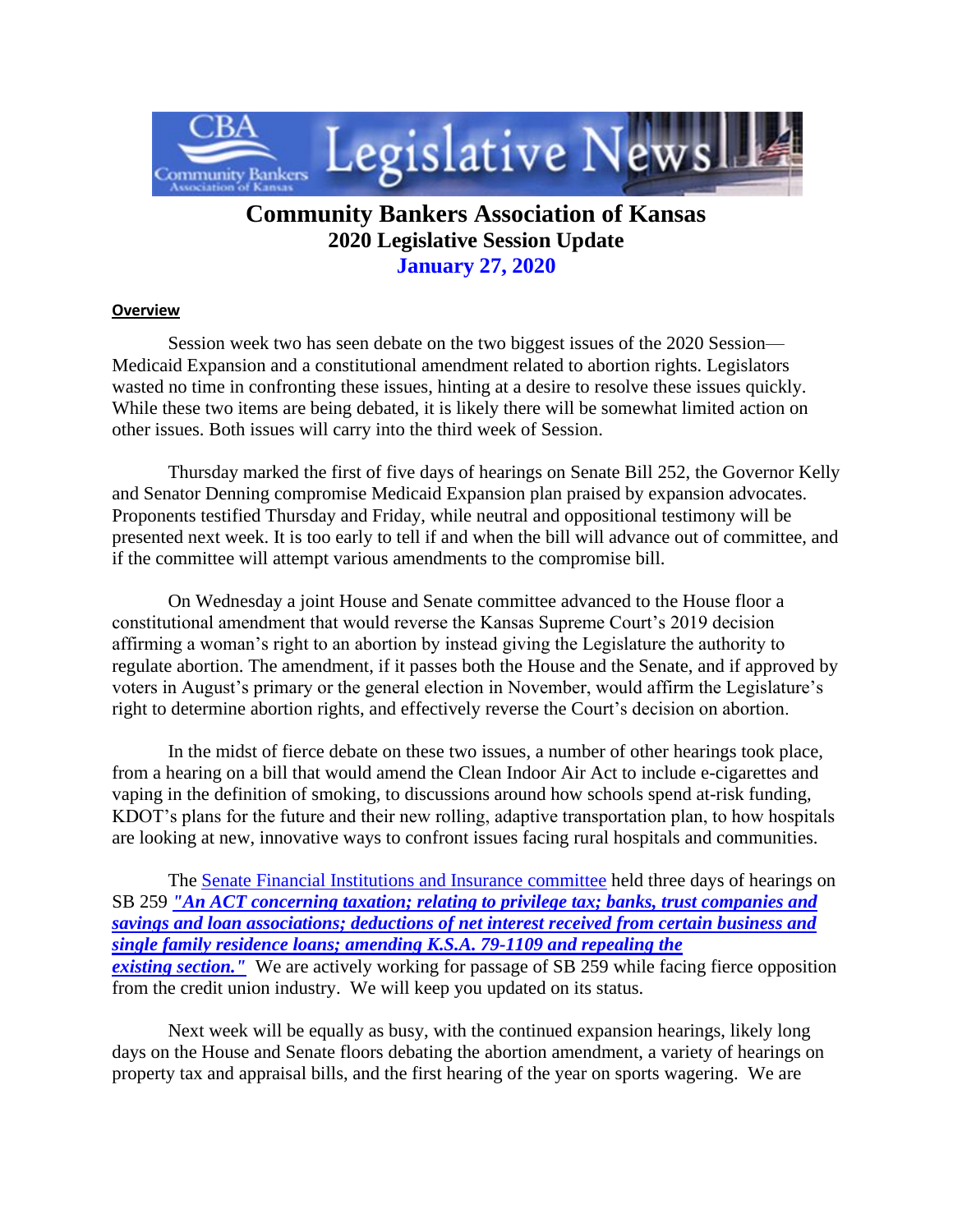# Community Bankers Association of Kansas

## 2020 Legislative Session Update

## January 27, 2020

**Overview**

Session week two has seen debate on the two biggest issues of the 2020 Session—Medicaid Expansion and a constitutional amendment related to abortion rights. Legislators wasted no time in confronting these issues, hinting at a desire to resolve these issues quickly. While these two items are being debated, it is likely there will be somewhat limited action on other issues. Both issues will carry into the third week of Session.

Thursday marked the first of five days of hearings on Senate Bill 252, the Governor Kelly and Senator Denning compromise Medicaid Expansion plan praised by expansion advocates. Proponents testified Thursday and Friday, while neutral and oppositional testimony will be presented next week. It is too early to tell if and when the bill will advance out of committee, and if the committee will attempt various amendments to the compromise bill.

On Wednesday a joint House and Senate committee advanced to the House floor a constitutional amendment that would reverse the Kansas Supreme Court's 2019 decision affirming a woman's right to an abortion by instead giving the Legislature the authority to regulate abortion. The amendment, if it passes both the House and the Senate, and if approved by voters in August's primary or the general election in November, would affirm the Legislature's right to determine abortion rights, and effectively reverse the Court's decision on abortion.

In the midst of fierce debate on these two issues, a number of other hearings took place, from a hearing on a bill that would amend the Clean Indoor Air Act to include e-cigarettes and vaping in the definition of smoking, to discussions around how schools spend at-risk funding, KDOT's plans for the future and their new rolling, adaptive transportation plan, to how hospitals are looking at new, innovative ways to confront issues facing rural hospitals and communities.

The Senate Financial Institutions and Insurance committee held three days of hearings on SB 259 ***"An ACT concerning taxation; relating to privilege tax; banks, trust companies and savings and loan associations; deductions of net interest received from certain business and single family residence loans; amending K.S.A. 79-1109 and repealing the existing section."*** We are actively working for passage of SB 259 while facing fierce opposition from the credit union industry. We will keep you updated on its status.

Next week will be equally as busy, with the continued expansion hearings, likely long days on the House and Senate floors debating the abortion amendment, a variety of hearings on property tax and appraisal bills, and the first hearing of the year on sports wagering. We are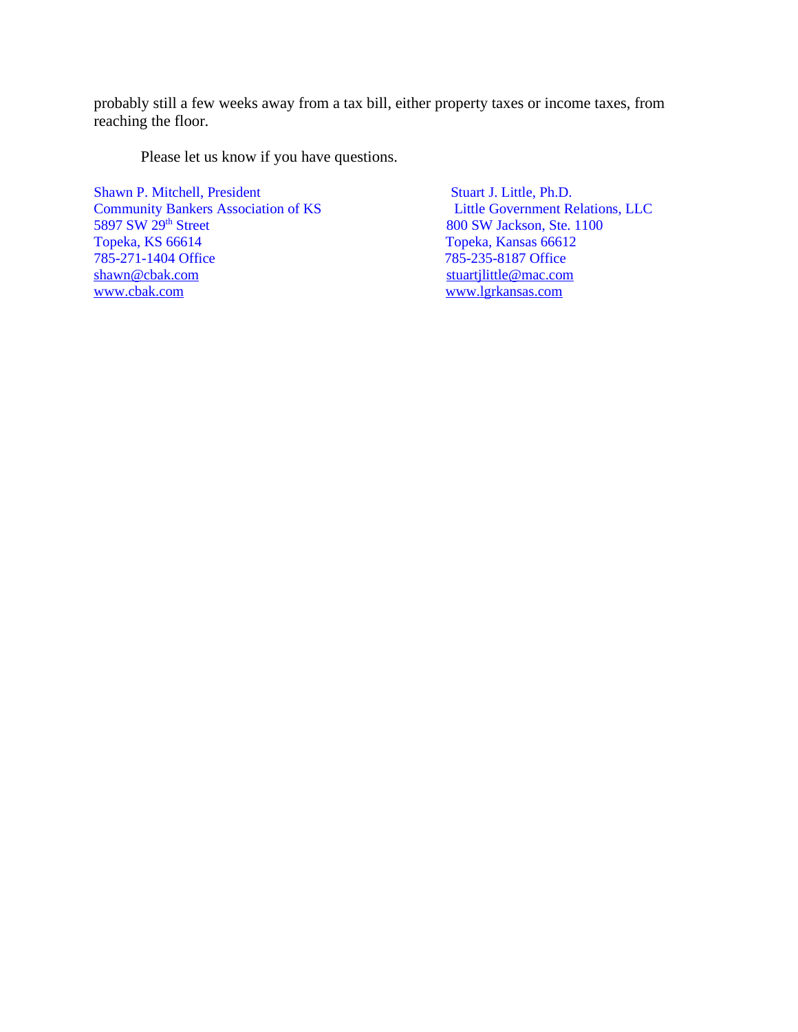probably still a few weeks away from a tax bill, either property taxes or income taxes, from reaching the floor.

Please let us know if you have questions.

Shawn P. Mitchell, President
Community Bankers Association of KS
5897 SW 29th Street
Topeka, KS 66614
785-271-1404 Office
shawn@cbak.com
www.cbak.com

Stuart J. Little, Ph.D.
Little Government Relations, LLC
800 SW Jackson, Ste. 1100
Topeka, Kansas 66612
785-235-8187 Office
stuartjlittle@mac.com
www.lgrkansas.com